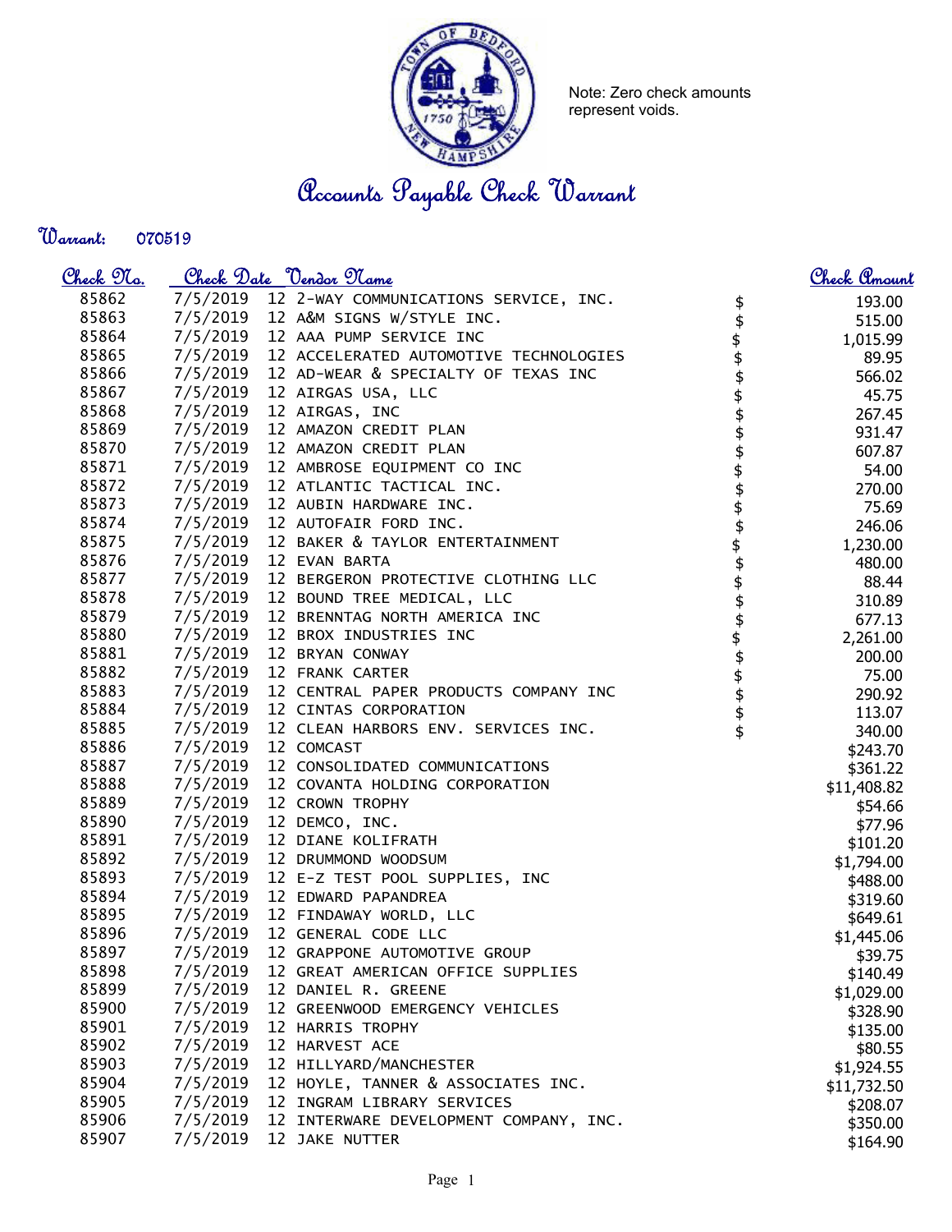Note: Zero check amounts represent voids.

# Accounts Payable Check Warrant

**Warrant:** 070519

| Check No. | Check Date | Vendor Name | Check Amount |
|---|---|---|---|
| 85862 | 7/5/2019 | 12 2-WAY COMMUNICATIONS SERVICE, INC. | $ 193.00 |
| 85863 | 7/5/2019 | 12 A&M SIGNS W/STYLE INC. | $ 515.00 |
| 85864 | 7/5/2019 | 12 AAA PUMP SERVICE INC | $ 1,015.99 |
| 85865 | 7/5/2019 | 12 ACCELERATED AUTOMOTIVE TECHNOLOGIES | $ 89.95 |
| 85866 | 7/5/2019 | 12 AD-WEAR & SPECIALTY OF TEXAS INC | $ 566.02 |
| 85867 | 7/5/2019 | 12 AIRGAS USA, LLC | $ 45.75 |
| 85868 | 7/5/2019 | 12 AIRGAS, INC | $ 267.45 |
| 85869 | 7/5/2019 | 12 AMAZON CREDIT PLAN | $ 931.47 |
| 85870 | 7/5/2019 | 12 AMAZON CREDIT PLAN | $ 607.87 |
| 85871 | 7/5/2019 | 12 AMBROSE EQUIPMENT CO INC | $ 54.00 |
| 85872 | 7/5/2019 | 12 ATLANTIC TACTICAL INC. | $ 270.00 |
| 85873 | 7/5/2019 | 12 AUBIN HARDWARE INC. | $ 75.69 |
| 85874 | 7/5/2019 | 12 AUTOFAIR FORD INC. | $ 246.06 |
| 85875 | 7/5/2019 | 12 BAKER & TAYLOR ENTERTAINMENT | $ 1,230.00 |
| 85876 | 7/5/2019 | 12 EVAN BARTA | $ 480.00 |
| 85877 | 7/5/2019 | 12 BERGERON PROTECTIVE CLOTHING LLC | $ 88.44 |
| 85878 | 7/5/2019 | 12 BOUND TREE MEDICAL, LLC | $ 310.89 |
| 85879 | 7/5/2019 | 12 BRENNTAG NORTH AMERICA INC | $ 677.13 |
| 85880 | 7/5/2019 | 12 BROX INDUSTRIES INC | $ 2,261.00 |
| 85881 | 7/5/2019 | 12 BRYAN CONWAY | $ 200.00 |
| 85882 | 7/5/2019 | 12 FRANK CARTER | $ 75.00 |
| 85883 | 7/5/2019 | 12 CENTRAL PAPER PRODUCTS COMPANY INC | $ 290.92 |
| 85884 | 7/5/2019 | 12 CINTAS CORPORATION | $ 113.07 |
| 85885 | 7/5/2019 | 12 CLEAN HARBORS ENV. SERVICES INC. | $ 340.00 |
| 85886 | 7/5/2019 | 12 COMCAST | $243.70 |
| 85887 | 7/5/2019 | 12 CONSOLIDATED COMMUNICATIONS | $361.22 |
| 85888 | 7/5/2019 | 12 COVANTA HOLDING CORPORATION | $11,408.82 |
| 85889 | 7/5/2019 | 12 CROWN TROPHY | $54.66 |
| 85890 | 7/5/2019 | 12 DEMCO, INC. | $77.96 |
| 85891 | 7/5/2019 | 12 DIANE KOLIFRATH | $101.20 |
| 85892 | 7/5/2019 | 12 DRUMMOND WOODSUM | $1,794.00 |
| 85893 | 7/5/2019 | 12 E-Z TEST POOL SUPPLIES, INC | $488.00 |
| 85894 | 7/5/2019 | 12 EDWARD PAPANDREA | $319.60 |
| 85895 | 7/5/2019 | 12 FINDAWAY WORLD, LLC | $649.61 |
| 85896 | 7/5/2019 | 12 GENERAL CODE LLC | $1,445.06 |
| 85897 | 7/5/2019 | 12 GRAPPONE AUTOMOTIVE GROUP | $39.75 |
| 85898 | 7/5/2019 | 12 GREAT AMERICAN OFFICE SUPPLIES | $140.49 |
| 85899 | 7/5/2019 | 12 DANIEL R. GREENE | $1,029.00 |
| 85900 | 7/5/2019 | 12 GREENWOOD EMERGENCY VEHICLES | $328.90 |
| 85901 | 7/5/2019 | 12 HARRIS TROPHY | $135.00 |
| 85902 | 7/5/2019 | 12 HARVEST ACE | $80.55 |
| 85903 | 7/5/2019 | 12 HILLYARD/MANCHESTER | $1,924.55 |
| 85904 | 7/5/2019 | 12 HOYLE, TANNER & ASSOCIATES INC. | $11,732.50 |
| 85905 | 7/5/2019 | 12 INGRAM LIBRARY SERVICES | $208.07 |
| 85906 | 7/5/2019 | 12 INTERWARE DEVELOPMENT COMPANY, INC. | $350.00 |
| 85907 | 7/5/2019 | 12 JAKE NUTTER | $164.90 |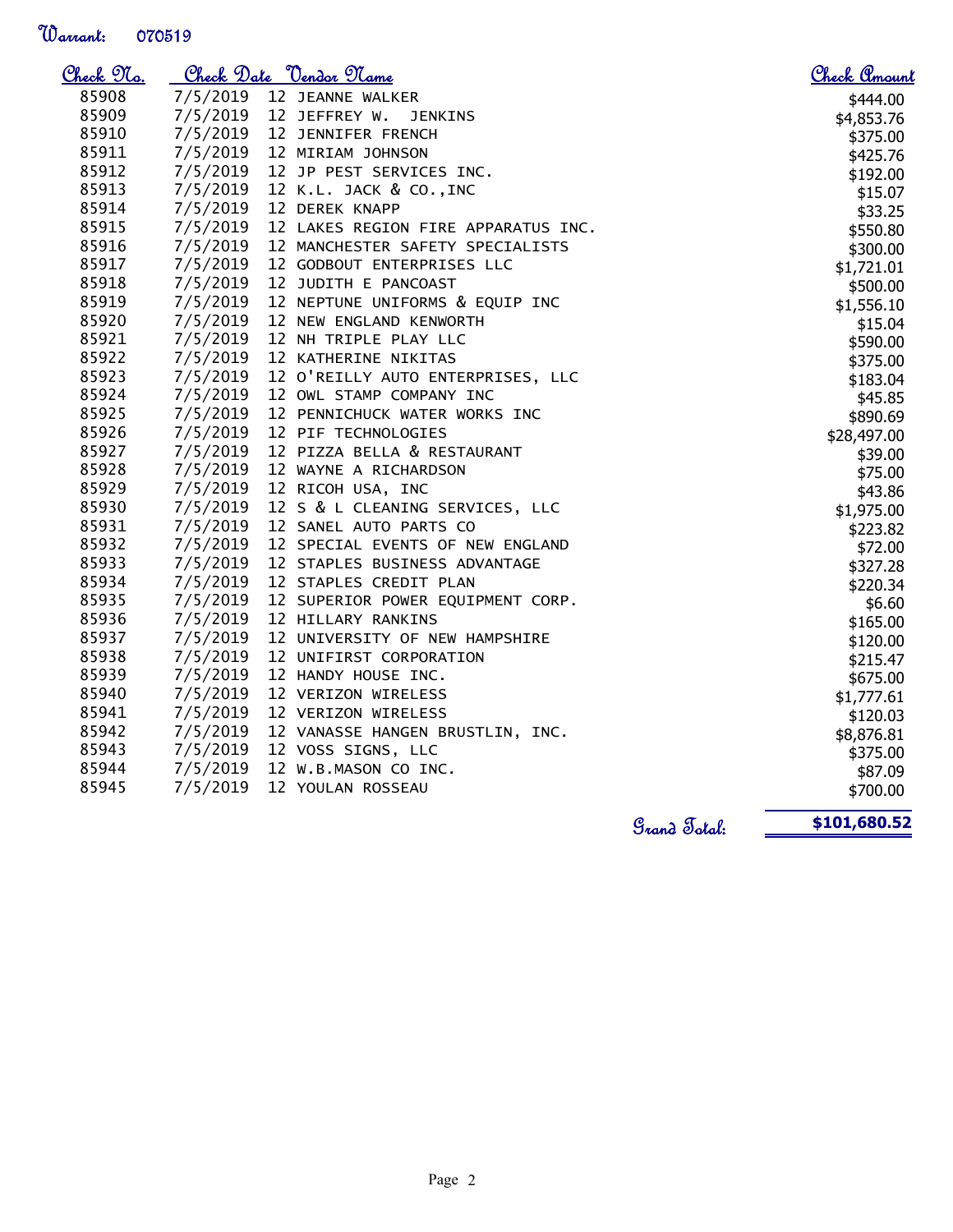**Warrant:** 070519

| Check No. | Check Date | Vendor Name | Check Amount |
| --- | --- | --- | --- |
| 85908 | 7/5/2019 | 12 JEANNE WALKER | $444.00 |
| 85909 | 7/5/2019 | 12 JEFFREY W. JENKINS | $4,853.76 |
| 85910 | 7/5/2019 | 12 JENNIFER FRENCH | $375.00 |
| 85911 | 7/5/2019 | 12 MIRIAM JOHNSON | $425.76 |
| 85912 | 7/5/2019 | 12 JP PEST SERVICES INC. | $192.00 |
| 85913 | 7/5/2019 | 12 K.L. JACK & CO.,INC | $15.07 |
| 85914 | 7/5/2019 | 12 DEREK KNAPP | $33.25 |
| 85915 | 7/5/2019 | 12 LAKES REGION FIRE APPARATUS INC. | $550.80 |
| 85916 | 7/5/2019 | 12 MANCHESTER SAFETY SPECIALISTS | $300.00 |
| 85917 | 7/5/2019 | 12 GODBOUT ENTERPRISES LLC | $1,721.01 |
| 85918 | 7/5/2019 | 12 JUDITH E PANCOAST | $500.00 |
| 85919 | 7/5/2019 | 12 NEPTUNE UNIFORMS & EQUIP INC | $1,556.10 |
| 85920 | 7/5/2019 | 12 NEW ENGLAND KENWORTH | $15.04 |
| 85921 | 7/5/2019 | 12 NH TRIPLE PLAY LLC | $590.00 |
| 85922 | 7/5/2019 | 12 KATHERINE NIKITAS | $375.00 |
| 85923 | 7/5/2019 | 12 O'REILLY AUTO ENTERPRISES, LLC | $183.04 |
| 85924 | 7/5/2019 | 12 OWL STAMP COMPANY INC | $45.85 |
| 85925 | 7/5/2019 | 12 PENNICHUCK WATER WORKS INC | $890.69 |
| 85926 | 7/5/2019 | 12 PIF TECHNOLOGIES | $28,497.00 |
| 85927 | 7/5/2019 | 12 PIZZA BELLA & RESTAURANT | $39.00 |
| 85928 | 7/5/2019 | 12 WAYNE A RICHARDSON | $75.00 |
| 85929 | 7/5/2019 | 12 RICOH USA, INC | $43.86 |
| 85930 | 7/5/2019 | 12 S & L CLEANING SERVICES, LLC | $1,975.00 |
| 85931 | 7/5/2019 | 12 SANEL AUTO PARTS CO | $223.82 |
| 85932 | 7/5/2019 | 12 SPECIAL EVENTS OF NEW ENGLAND | $72.00 |
| 85933 | 7/5/2019 | 12 STAPLES BUSINESS ADVANTAGE | $327.28 |
| 85934 | 7/5/2019 | 12 STAPLES CREDIT PLAN | $220.34 |
| 85935 | 7/5/2019 | 12 SUPERIOR POWER EQUIPMENT CORP. | $6.60 |
| 85936 | 7/5/2019 | 12 HILLARY RANKINS | $165.00 |
| 85937 | 7/5/2019 | 12 UNIVERSITY OF NEW HAMPSHIRE | $120.00 |
| 85938 | 7/5/2019 | 12 UNIFIRST CORPORATION | $215.47 |
| 85939 | 7/5/2019 | 12 HANDY HOUSE INC. | $675.00 |
| 85940 | 7/5/2019 | 12 VERIZON WIRELESS | $1,777.61 |
| 85941 | 7/5/2019 | 12 VERIZON WIRELESS | $120.03 |
| 85942 | 7/5/2019 | 12 VANASSE HANGEN BRUSTLIN, INC. | $8,876.81 |
| 85943 | 7/5/2019 | 12 VOSS SIGNS, LLC | $375.00 |
| 85944 | 7/5/2019 | 12 W.B.MASON CO INC. | $87.09 |
| 85945 | 7/5/2019 | 12 YOULAN ROSSEAU | $700.00 |
| | | **Grand Total:** | **$101,680.52** |